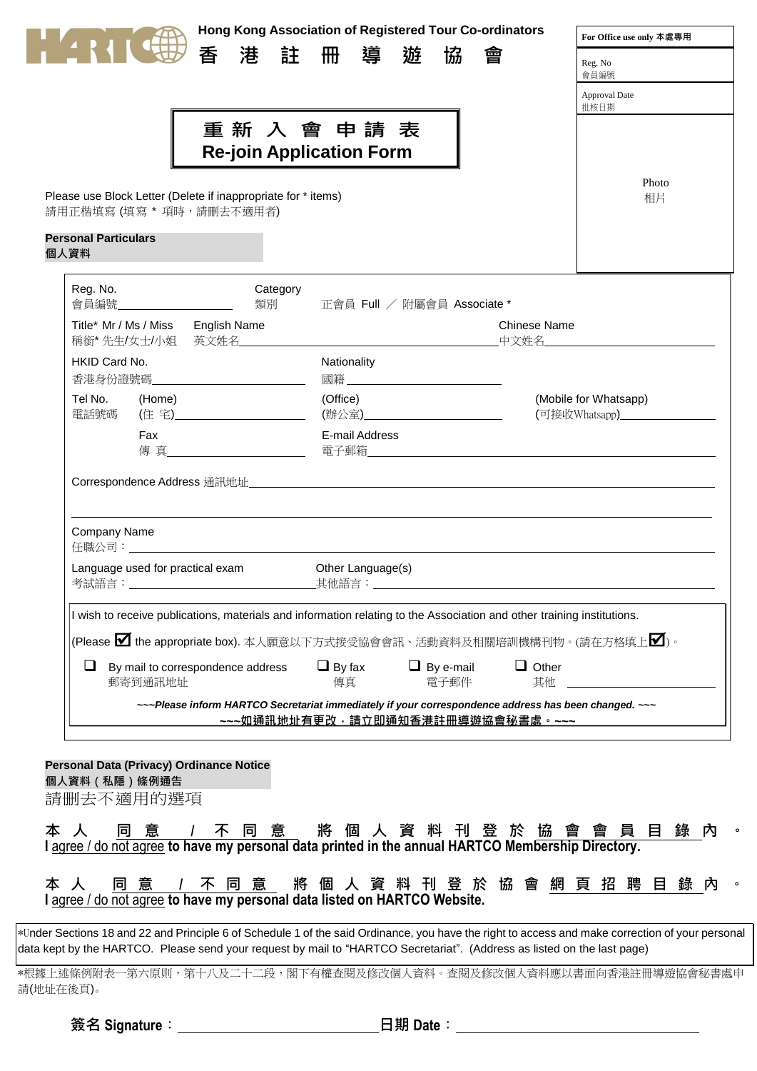**Hong Kong Association of Registered Tour Co-ordinators**

**香 港 註 冊 導 遊 協 會**

| For Office use only 本處專用 |
|---|
| Reg. No 會員編號 |
| Approval Date 批核日期 |

Photo 相片

# 重 新 入 會 申 請 表
# Re-join Application Form

Please use Block Letter (Delete if inappropriate for * items)
請用正楷填寫 (填寫 * 項時，請刪去不適用者)

## Personal Particulars 個人資料

Reg. No. 會員編號________ Category 類別 正會員 Full ／ 附屬會員 Associate *

Title* Mr / Ms / Miss 稱銜* 先生/女士/小姐 English Name 英文姓名________ Chinese Name 中文姓名________

HKID Card No. 香港身份證號碼________ Nationality 國籍________

Tel No. 電話號碼 (Home) (住 宅)________ (Office) (辦公室)________ (Mobile for Whatsapp) (可接收Whatsapp)________

Fax 傳 真________ E-mail Address 電子郵箱________

Correspondence Address 通訊地址________

________

Company Name 任職公司：________

Language used for practical exam 考試語言：________ Other Language(s) 其他語言：________

I wish to receive publications, materials and information relating to the Association and other training institutions.

(Please ☑ the appropriate box). 本人願意以下方式接受協會會訊、活動資料及相關培訓機構刊物。(請在方格填上☑)。

❑ By mail to correspondence address 郵寄到通訊地址　❑ By fax 傳真　❑ By e-mail 電子郵件　❑ Other 其他 ________

***~~~Please inform HARTCO Secretariat immediately if your correspondence address has been changed. ~~~***

**~~~如通訊地址有更改，請立即通知香港註冊導遊協會秘書處。~~~**

## Personal Data (Privacy) Ordinance Notice 個人資料（私隱）條例通告

請刪去不適用的選項

**本人 同意 / 不同意 將個人資料刊登於協會會員目錄內。**
**I agree / do not agree to have my personal data printed in the annual HARTCO Membership Directory.**

**本人 同意 / 不同意 將個人資料刊登於協會網頁招聘目錄內。**
**I agree / do not agree to have my personal data listed on HARTCO Website.**

*Under Sections 18 and 22 and Principle 6 of Schedule 1 of the said Ordinance, you have the right to access and make correction of your personal data kept by the HARTCO. Please send your request by mail to "HARTCO Secretariat". (Address as listed on the last page)

*根據上述條例附表一第六原則，第十八及二十二段，閣下有權查閱及修改個人資料。查閱及修改個人資料應以書面向香港註冊導遊協會秘書處申請(地址在後頁)。

**簽名 Signature：**________ **日期 Date：**________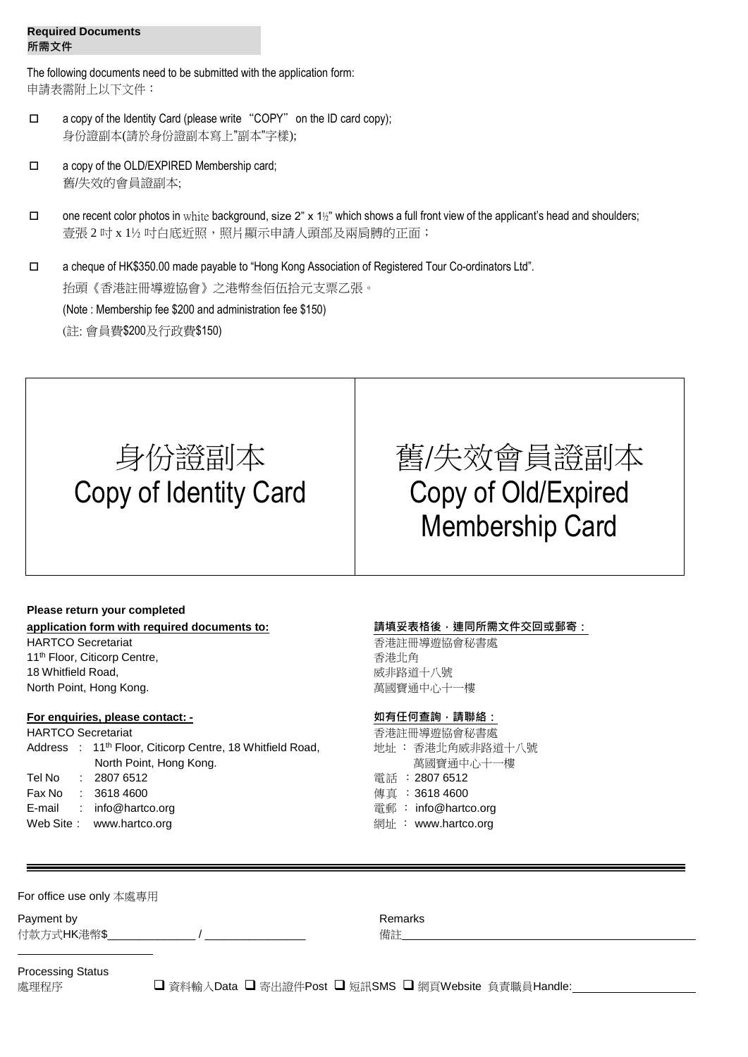**Required Documents**
**所需文件**

The following documents need to be submitted with the application form:
申請表需附上以下文件：

- ☐ a copy of the Identity Card (please write "COPY" on the ID card copy);
  身份證副本(請於身份證副本寫上"副本"字樣);
- ☐ a copy of the OLD/EXPIRED Membership card;
  舊/失效的會員證副本;
- ☐ one recent color photos in white background, size 2" x 1½" which shows a full front view of the applicant's head and shoulders;
  壹張 2 吋 x 1½ 吋白底近照，照片顯示申請人頭部及兩肩膊的正面；
- ☐ a cheque of HK$350.00 made payable to "Hong Kong Association of Registered Tour Co-ordinators Ltd".
  抬頭《香港註冊導遊協會》之港幣叁佰伍拾元支票乙張。
  (Note : Membership fee $200 and administration fee $150)
  (註: 會員費$200及行政費$150)

| 身份證副本<br>Copy of Identity Card | 舊/失效會員證副本<br>Copy of Old/Expired Membership Card |
|---|---|

**Please return your completed application form with required documents to:**

HARTCO Secretariat
11th Floor, Citicorp Centre,
18 Whitfield Road,
North Point, Hong Kong.

**請填妥表格後，連同所需文件交回或郵寄：**

香港註冊導遊協會秘書處
香港北角
威非路道十八號
萬國寶通中心十一樓

**For enquiries, please contact: -**

HARTCO Secretariat
Address : 11th Floor, Citicorp Centre, 18 Whitfield Road, North Point, Hong Kong.
Tel No : 2807 6512
Fax No : 3618 4600
E-mail : info@hartco.org
Web Site : www.hartco.org

**如有任何查詢，請聯絡：**

香港註冊導遊協會秘書處
地址 ： 香港北角威非路道十八號萬國寶通中心十一樓
電話 ：2807 6512
傳真 ：3618 4600
電郵 ： info@hartco.org
網址 ： www.hartco.org

---

For office use only 本處專用

Payment by
付款方式HK港幣$______________ / ________________

Remarks
備註________________________________________________

Processing Status
處理程序 ❑ 資料輸入Data ❑ 寄出證件Post ❑ 短訊SMS ❑ 網頁Website 負責職員Handle:____________________